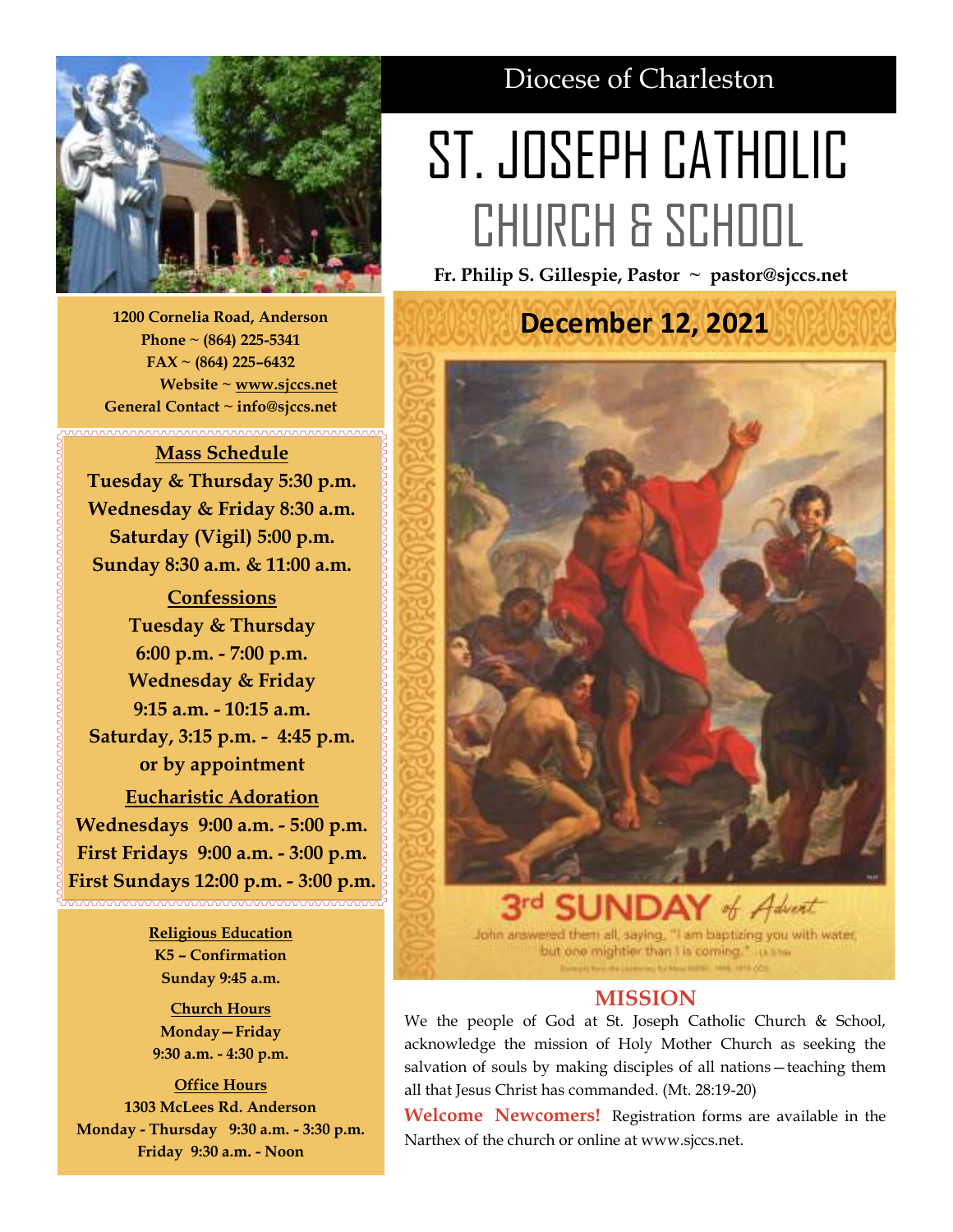Diocese of Charleston

# ST. JOSEPH CATHOLIC CHURCH & SCHOOL

**Fr. Philip S. Gillespie, Pastor ~ pastor@sjccs.net**

**1200 Cornelia Road, Anderson**
**Phone ~ (864) 225-5341**
**FAX ~ (864) 225–6432**
**Website ~ www.sjccs.net**
**General Contact ~ info@sjccs.net**

## Mass Schedule

**Tuesday & Thursday 5:30 p.m.**
**Wednesday & Friday 8:30 a.m.**
**Saturday (Vigil) 5:00 p.m.**
**Sunday 8:30 a.m. & 11:00 a.m.**

## Confessions

**Tuesday & Thursday**
**6:00 p.m. - 7:00 p.m.**
**Wednesday & Friday**
**9:15 a.m. - 10:15 a.m.**
**Saturday, 3:15 p.m. - 4:45 p.m.**
**or by appointment**

## Eucharistic Adoration

**Wednesdays 9:00 a.m. - 5:00 p.m.**
**First Fridays 9:00 a.m. - 3:00 p.m.**
**First Sundays 12:00 p.m. - 3:00 p.m.**

### Religious Education

**K5 – Confirmation**
**Sunday 9:45 a.m.**

### Church Hours

**Monday—Friday**
**9:30 a.m. - 4:30 p.m.**

### Office Hours

**1303 McLees Rd. Anderson**
**Monday - Thursday 9:30 a.m. - 3:30 p.m.**
**Friday 9:30 a.m. - Noon**

## December 12, 2021

3rd SUNDAY of Advent

John answered them all, saying, "I am baptizing you with water, but one mightier than I is coming." - Lk 3:16a

## MISSION

We the people of God at St. Joseph Catholic Church & School, acknowledge the mission of Holy Mother Church as seeking the salvation of souls by making disciples of all nations—teaching them all that Jesus Christ has commanded. (Mt. 28:19-20)

**Welcome Newcomers!** Registration forms are available in the Narthex of the church or online at www.sjccs.net.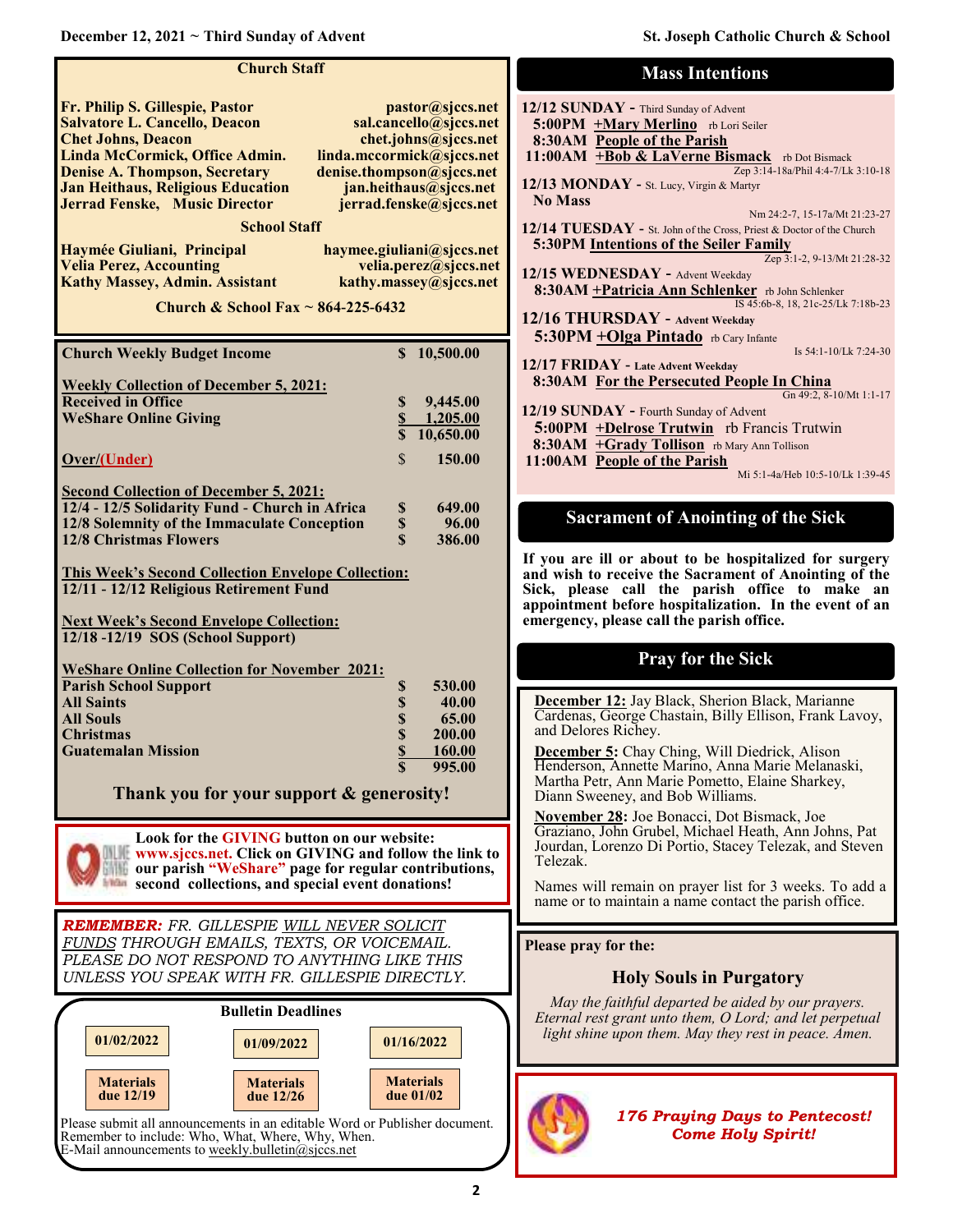## Church Staff

| | |
|---|---|
| **Fr. Philip S. Gillespie, Pastor** | **pastor@sjccs.net** |
| **Salvatore L. Cancello, Deacon** | **sal.cancello@sjccs.net** |
| **Chet Johns, Deacon** | **chet.johns@sjccs.net** |
| **Linda McCormick, Office Admin.** | **linda.mccormick@sjccs.net** |
| **Denise A. Thompson, Secretary** | **denise.thompson@sjccs.net** |
| **Jan Heithaus, Religious Education** | **jan.heithaus@sjccs.net** |
| **Jerrad Fenske, Music Director** | **jerrad.fenske@sjccs.net** |

## School Staff

| | |
|---|---|
| **Haymée Giuliani, Principal** | **haymee.giuliani@sjccs.net** |
| **Velia Perez, Accounting** | **velia.perez@sjccs.net** |
| **Kathy Massey, Admin. Assistant** | **kathy.massey@sjccs.net** |

**Church & School Fax ~ 864-225-6432**

| | |
|---|---|
| **Church Weekly Budget Income** | **$ 10,500.00** |
| **Weekly Collection of December 5, 2021:** | |
| **Received in Office** | **$ 9,445.00** |
| **WeShare Online Giving** | **$ 1,205.00** |
| | **$ 10,650.00** |
| **Over/(Under)** | **$ 150.00** |
| **Second Collection of December 5, 2021:** | |
| **12/4 - 12/5 Solidarity Fund - Church in Africa** | **$ 649.00** |
| **12/8 Solemnity of the Immaculate Conception** | **$ 96.00** |
| **12/8 Christmas Flowers** | **$ 386.00** |

**This Week's Second Collection Envelope Collection:**
**12/11 - 12/12 Religious Retirement Fund**

**Next Week's Second Envelope Collection:**
**12/18 -12/19 SOS (School Support)**

| | |
|---|---|
| **WeShare Online Collection for November 2021:** | |
| **Parish School Support** | **$ 530.00** |
| **All Saints** | **$ 40.00** |
| **All Souls** | **$ 65.00** |
| **Christmas** | **$ 200.00** |
| **Guatemalan Mission** | **$ 160.00** |
| | **$ 995.00** |

**Thank you for your support & generosity!**

**Look for the GIVING button on our website: www.sjccs.net. Click on GIVING and follow the link to our parish "WeShare" page for regular contributions, second collections, and special event donations!**

***REMEMBER:*** *FR. GILLESPIE WILL NEVER SOLICIT FUNDS THROUGH EMAILS, TEXTS, OR VOICEMAIL. PLEASE DO NOT RESPOND TO ANYTHING LIKE THIS UNLESS YOU SPEAK WITH FR. GILLESPIE DIRECTLY.*

## Bulletin Deadlines

| 01/02/2022 | 01/09/2022 | 01/16/2022 |
|---|---|---|
| Materials due 12/19 | Materials due 12/26 | Materials due 01/02 |

Please submit all announcements in an editable Word or Publisher document. Remember to include: Who, What, Where, Why, When.
E-Mail announcements to weekly.bulletin@sjccs.net

## Mass Intentions

**12/12 SUNDAY** - Third Sunday of Advent
**5:00PM +Mary Merlino** rb Lori Seiler
**8:30AM People of the Parish**
**11:00AM +Bob & LaVerne Bismack** rb Dot Bismack
Zep 3:14-18a/Phil 4:4-7/Lk 3:10-18

**12/13 MONDAY** - St. Lucy, Virgin & Martyr
**No Mass**
Nm 24:2-7, 15-17a/Mt 21:23-27

**12/14 TUESDAY** - St. John of the Cross, Priest & Doctor of the Church
**5:30PM Intentions of the Seiler Family**
Zep 3:1-2, 9-13/Mt 21:28-32

**12/15 WEDNESDAY** - Advent Weekday
**8:30AM +Patricia Ann Schlenker** rb John Schlenker
IS 45:6b-8, 18, 21c-25/Lk 7:18b-23

**12/16 THURSDAY** - Advent Weekday
**5:30PM +Olga Pintado** rb Cary Infante
Is 54:1-10/Lk 7:24-30

**12/17 FRIDAY** - Late Advent Weekday
**8:30AM For the Persecuted People In China**
Gn 49:2, 8-10/Mt 1:1-17

**12/19 SUNDAY** - Fourth Sunday of Advent
**5:00PM +Delrose Trutwin** rb Francis Trutwin
**8:30AM +Grady Tollison** rb Mary Ann Tollison
**11:00AM People of the Parish**
Mi 5:1-4a/Heb 10:5-10/Lk 1:39-45

## Sacrament of Anointing of the Sick

**If you are ill or about to be hospitalized for surgery and wish to receive the Sacrament of Anointing of the Sick, please call the parish office to make an appointment before hospitalization. In the event of an emergency, please call the parish office.**

## Pray for the Sick

**December 12:** Jay Black, Sherion Black, Marianne Cardenas, George Chastain, Billy Ellison, Frank Lavoy, and Delores Richey.

**December 5:** Chay Ching, Will Diedrick, Alison Henderson, Annette Marino, Anna Marie Melanaski, Martha Petr, Ann Marie Pometto, Elaine Sharkey, Diann Sweeney, and Bob Williams.

**November 28:** Joe Bonacci, Dot Bismack, Joe Graziano, John Grubel, Michael Heath, Ann Johns, Pat Jourdan, Lorenzo Di Portio, Stacey Telezak, and Steven Telezak.

Names will remain on prayer list for 3 weeks. To add a name or to maintain a name contact the parish office.

**Please pray for the:**

### Holy Souls in Purgatory

*May the faithful departed be aided by our prayers. Eternal rest grant unto them, O Lord; and let perpetual light shine upon them. May they rest in peace. Amen.*

***176 Praying Days to Pentecost! Come Holy Spirit!***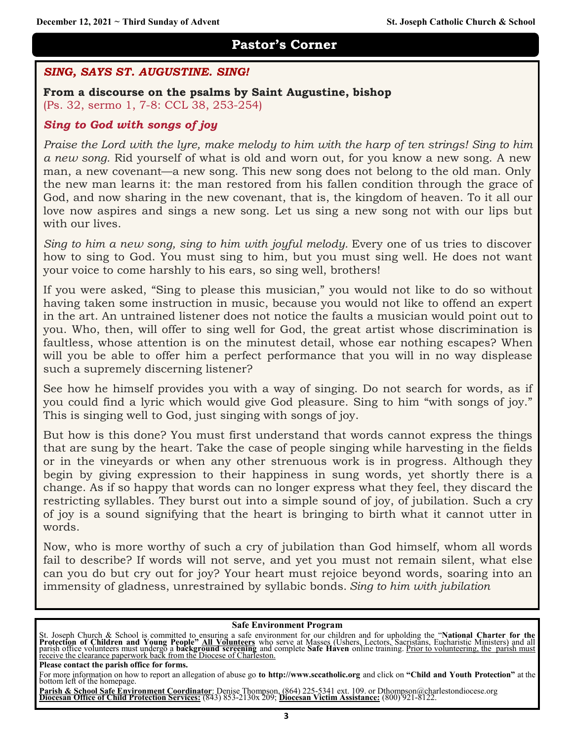## Pastor's Corner

***SING, SAYS ST. AUGUSTINE. SING!***

**From a discourse on the psalms by Saint Augustine, bishop**
(Ps. 32, sermo 1, 7-8: CCL 38, 253-254)

***Sing to God with songs of joy***

*Praise the Lord with the lyre, make melody to him with the harp of ten strings! Sing to him a new song.* Rid yourself of what is old and worn out, for you know a new song. A new man, a new covenant—a new song. This new song does not belong to the old man. Only the new man learns it: the man restored from his fallen condition through the grace of God, and now sharing in the new covenant, that is, the kingdom of heaven. To it all our love now aspires and sings a new song. Let us sing a new song not with our lips but with our lives.

*Sing to him a new song, sing to him with joyful melody.* Every one of us tries to discover how to sing to God. You must sing to him, but you must sing well. He does not want your voice to come harshly to his ears, so sing well, brothers!

If you were asked, "Sing to please this musician," you would not like to do so without having taken some instruction in music, because you would not like to offend an expert in the art. An untrained listener does not notice the faults a musician would point out to you. Who, then, will offer to sing well for God, the great artist whose discrimination is faultless, whose attention is on the minutest detail, whose ear nothing escapes? When will you be able to offer him a perfect performance that you will in no way displease such a supremely discerning listener?

See how he himself provides you with a way of singing. Do not search for words, as if you could find a lyric which would give God pleasure. Sing to him "with songs of joy." This is singing well to God, just singing with songs of joy.

But how is this done? You must first understand that words cannot express the things that are sung by the heart. Take the case of people singing while harvesting in the fields or in the vineyards or when any other strenuous work is in progress. Although they begin by giving expression to their happiness in sung words, yet shortly there is a change. As if so happy that words can no longer express what they feel, they discard the restricting syllables. They burst out into a simple sound of joy, of jubilation. Such a cry of joy is a sound signifying that the heart is bringing to birth what it cannot utter in words.

Now, who is more worthy of such a cry of jubilation than God himself, whom all words fail to describe? If words will not serve, and yet you must not remain silent, what else can you do but cry out for joy? Your heart must rejoice beyond words, soaring into an immensity of gladness, unrestrained by syllabic bonds. *Sing to him with jubilation*

---

**Safe Environment Program**

St. Joseph Church & School is committed to ensuring a safe environment for our children and for upholding the "**National Charter for the Protection of Children and Young People**" **All Volunteers** who serve at Masses (Ushers, Lectors, Sacristans, Eucharistic Ministers) and all parish office volunteers must undergo a **background screening** and complete **Safe Haven** online training. Prior to volunteering, the parish must receive the clearance paperwork back from the Diocese of Charleston.

**Please contact the parish office for forms.**

For more information on how to report an allegation of abuse go **to http://www.sccatholic.org** and click on **"Child and Youth Protection"** at the bottom left of the homepage.

**Parish & School Safe Environment Coordinator**: Denise Thompson, (864) 225-5341 ext. 109. or Dthompson@charlestondiocese.org
**Diocesan Office of Child Protection Services:** (843) 853-2130x 209; **Diocesan Victim Assistance:** (800) 921-8122.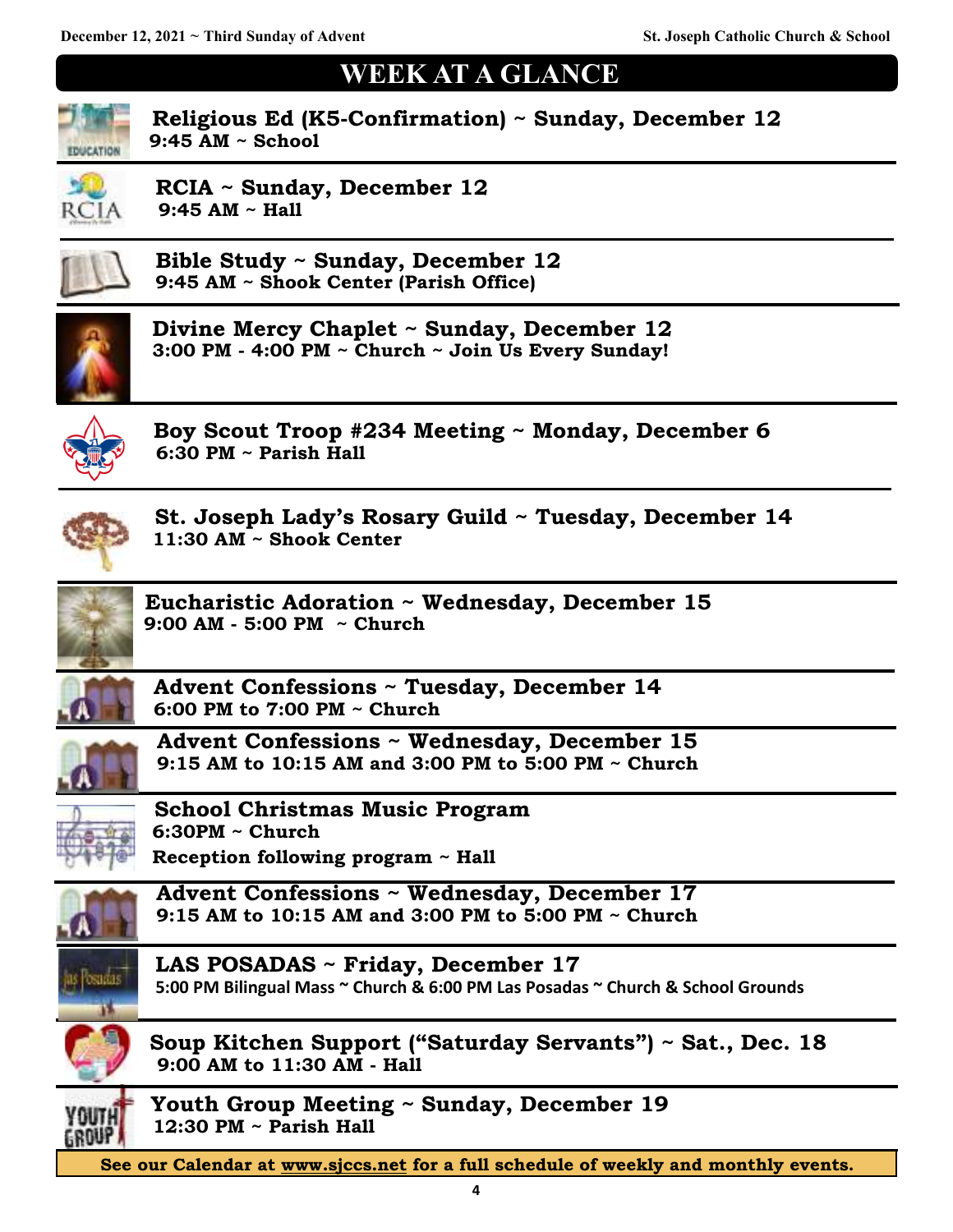# WEEK AT A GLANCE

**Religious Ed (K5-Confirmation) ~ Sunday, December 12**
**9:45 AM ~ School**

---

**RCIA ~ Sunday, December 12**
**9:45 AM ~ Hall**

---

**Bible Study ~ Sunday, December 12**
**9:45 AM ~ Shook Center (Parish Office)**

---

**Divine Mercy Chaplet ~ Sunday, December 12**
**3:00 PM - 4:00 PM ~ Church ~ Join Us Every Sunday!**

---

**Boy Scout Troop #234 Meeting ~ Monday, December 6**
**6:30 PM ~ Parish Hall**

---

**St. Joseph Lady's Rosary Guild ~ Tuesday, December 14**
**11:30 AM ~ Shook Center**

---

**Eucharistic Adoration ~ Wednesday, December 15**
**9:00 AM - 5:00 PM ~ Church**

---

**Advent Confessions ~ Tuesday, December 14**
**6:00 PM to 7:00 PM ~ Church**

---

**Advent Confessions ~ Wednesday, December 15**
**9:15 AM to 10:15 AM and 3:00 PM to 5:00 PM ~ Church**

---

**School Christmas Music Program**
**6:30PM ~ Church**
**Reception following program ~ Hall**

---

**Advent Confessions ~ Wednesday, December 17**
**9:15 AM to 10:15 AM and 3:00 PM to 5:00 PM ~ Church**

---

**LAS POSADAS ~ Friday, December 17**
**5:00 PM Bilingual Mass ~ Church & 6:00 PM Las Posadas ~ Church & School Grounds**

---

**Soup Kitchen Support ("Saturday Servants") ~ Sat., Dec. 18**
**9:00 AM to 11:30 AM - Hall**

---

**Youth Group Meeting ~ Sunday, December 19**
**12:30 PM ~ Parish Hall**

---

**See our Calendar at www.sjccs.net for a full schedule of weekly and monthly events.**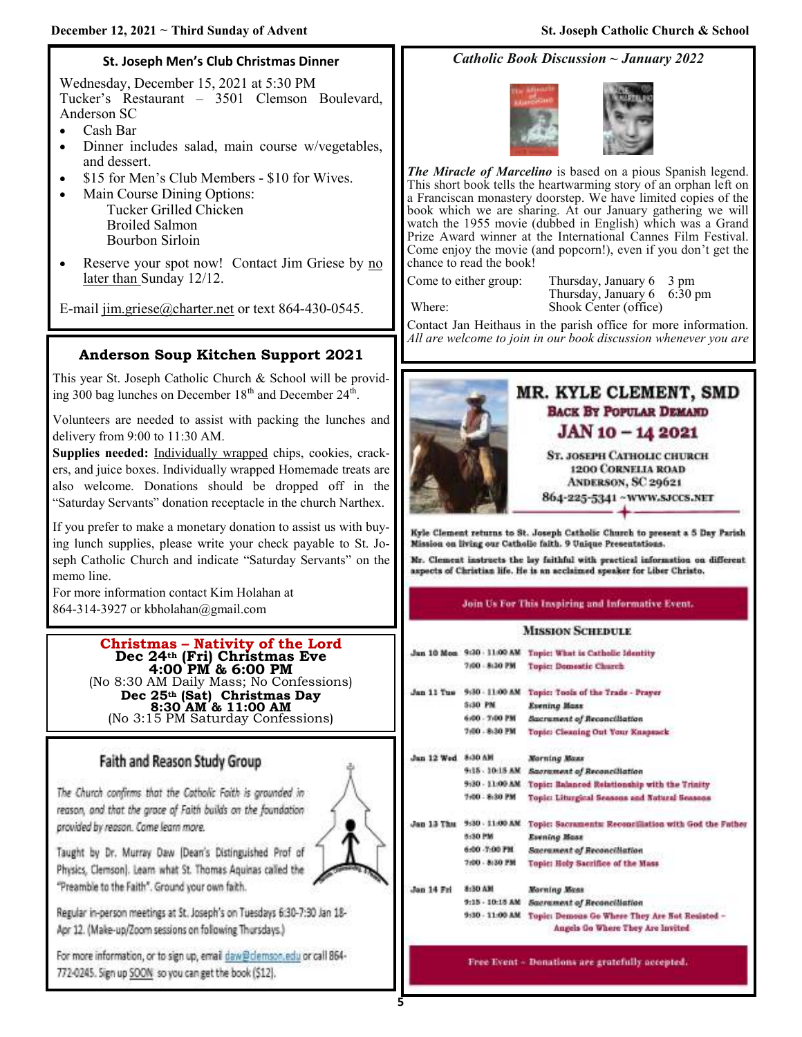## St. Joseph Men's Club Christmas Dinner

Wednesday, December 15, 2021 at 5:30 PM
Tucker's Restaurant – 3501 Clemson Boulevard, Anderson SC

- Cash Bar
- Dinner includes salad, main course w/vegetables, and dessert.
- $15 for Men's Club Members - $10 for Wives.
- Main Course Dining Options:
  Tucker Grilled Chicken
  Broiled Salmon
  Bourbon Sirloin
- Reserve your spot now! Contact Jim Griese by no later than Sunday 12/12.

E-mail jim.griese@charter.net or text 864-430-0545.

## Anderson Soup Kitchen Support 2021

This year St. Joseph Catholic Church & School will be providing 300 bag lunches on December 18th and December 24th.

Volunteers are needed to assist with packing the lunches and delivery from 9:00 to 11:30 AM.

**Supplies needed:** Individually wrapped chips, cookies, crackers, and juice boxes. Individually wrapped Homemade treats are also welcome. Donations should be dropped off in the "Saturday Servants" donation receptacle in the church Narthex.

If you prefer to make a monetary donation to assist us with buying lunch supplies, please write your check payable to St. Joseph Catholic Church and indicate "Saturday Servants" on the memo line.

For more information contact Kim Holahan at 864-314-3927 or kbholahan@gmail.com

## Christmas – Nativity of the Lord

**Dec 24th (Fri) Christmas Eve**
**4:00 PM & 6:00 PM**
(No 8:30 AM Daily Mass; No Confessions)
**Dec 25th (Sat) Christmas Day**
**8:30 AM & 11:00 AM**
(No 3:15 PM Saturday Confessions)

## Faith and Reason Study Group

The Church confirms that the Catholic Faith is grounded in reason, and that the grace of Faith builds on the foundation provided by reason. Come learn more.

Taught by Dr. Murray Daw (Dean's Distinguished Prof of Physics, Clemson). Learn what St. Thomas Aquinas called the "Preamble to the Faith". Ground your own faith.

Regular in-person meetings at St. Joseph's on Tuesdays 6:30-7:30 Jan 18-Apr 12. (Make-up/Zoom sessions on following Thursdays.)

For more information, or to sign up, email daw@clemson.edu or call 864-772-0245. Sign up SOON so you can get the book ($12).

## *Catholic Book Discussion ~ January 2022*

***The Miracle of Marcelino*** is based on a pious Spanish legend. This short book tells the heartwarming story of an orphan left on a Franciscan monastery doorstep. We have limited copies of the book which we are sharing. At our January gathering we will watch the 1955 movie (dubbed in English) which was a Grand Prize Award winner at the International Cannes Film Festival. Come enjoy the movie (and popcorn!), even if you don't get the chance to read the book!

Come to either group: Thursday, January 6 3 pm
Thursday, January 6 6:30 pm
Where: Shook Center (office)

Contact Jan Heithaus in the parish office for more information.
*All are welcome to join in our book discussion whenever you are*

## MR. KYLE CLEMENT, SMD

**Back By Popular Demand**

**JAN 10 – 14 2021**

St. Joseph Catholic Church
1200 Cornelia Road
Anderson, SC 29621
864-225-5341 ~www.sjccs.net

Kyle Clement returns to St. Joseph Catholic Church to present a 5 Day Parish Mission on living our Catholic faith. 9 Unique Presentations.

Mr. Clement instructs the lay faithful with practical information on different aspects of Christian life. He is an acclaimed speaker for Liber Christo.

**Join Us For This Inspiring and Informative Event.**

### Mission Schedule

| Day | Time | Event |
|---|---|---|
| Jan 10 Mon | 9:30 - 11:00 AM | Topic: What is Catholic Identity |
| | 7:00 - 8:30 PM | Topic: Domestic Church |
| Jan 11 Tue | 9:30 - 11:00 AM | Topic: Tools of the Trade - Prayer |
| | 5:30 PM | Evening Mass |
| | 6:00 - 7:00 PM | Sacrament of Reconciliation |
| | 7:00 - 8:30 PM | Topic: Cleaning Out Your Knapsack |
| Jan 12 Wed | 8:30 AM | Morning Mass |
| | 9:15 - 10:15 AM | Sacrament of Reconciliation |
| | 9:30 - 11:00 AM | Topic: Balanced Relationship with the Trinity |
| | 7:00 - 8:30 PM | Topic: Liturgical Seasons and Natural Seasons |
| Jan 13 Thu | 9:30 - 11:00 AM | Topic: Sacraments: Reconciliation with God the Father |
| | 5:30 PM | Evening Mass |
| | 6:00 - 7:00 PM | Sacrament of Reconciliation |
| | 7:00 - 8:30 PM | Topic: Holy Sacrifice of the Mass |
| Jan 14 Fri | 8:30 AM | Morning Mass |
| | 9:15 - 10:15 AM | Sacrament of Reconciliation |
| | 9:30 - 11:00 AM | Topic: Demons Go Where They Are Not Resisted – Angels Go Where They Are Invited |

**Free Event ~ Donations are gratefully accepted.**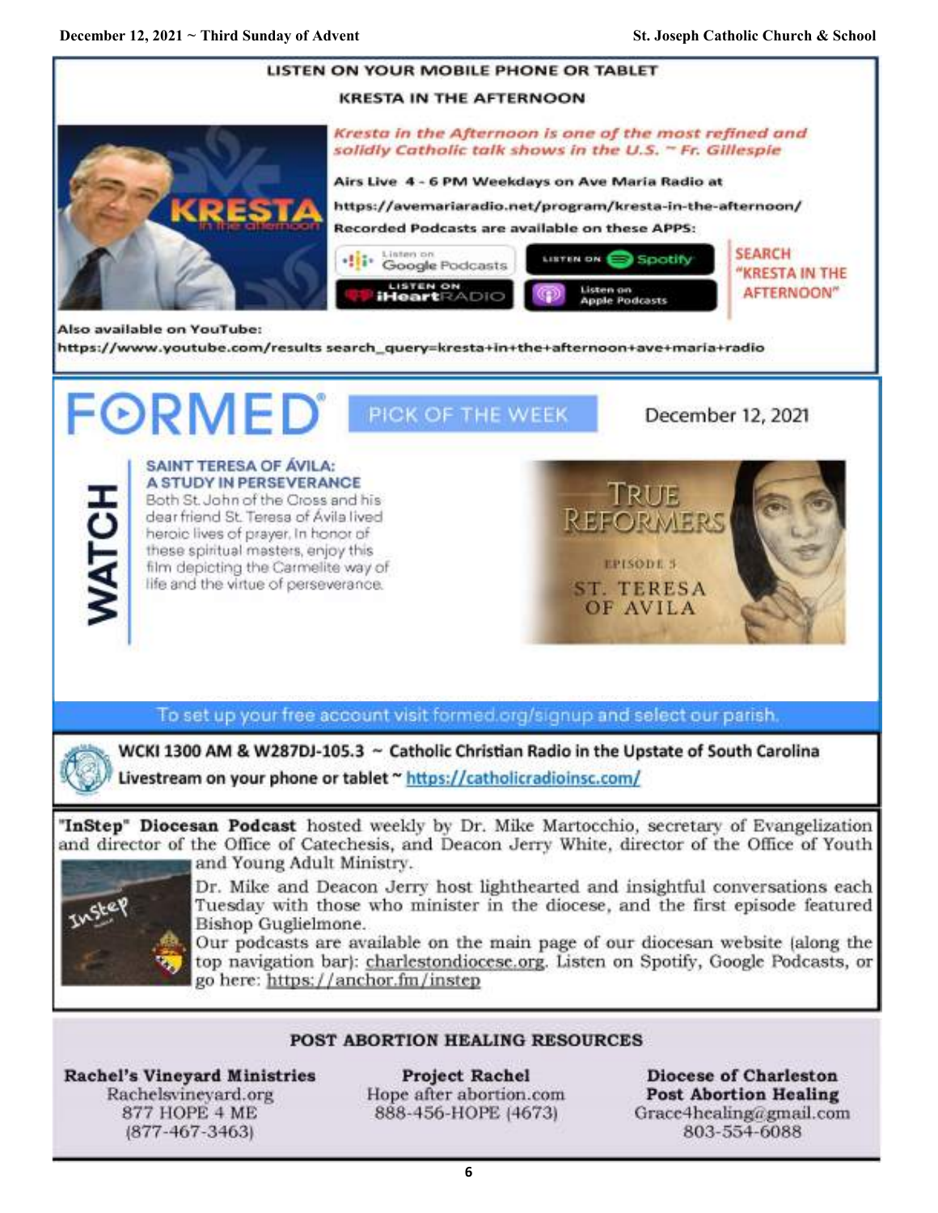## LISTEN ON YOUR MOBILE PHONE OR TABLET

### KRESTA IN THE AFTERNOON

*Kresta in the Afternoon is one of the most refined and solidly Catholic talk shows in the U.S. ~ Fr. Gillespie*

Airs Live 4 - 6 PM Weekdays on Ave Maria Radio at

https://avemariaradio.net/program/kresta-in-the-afternoon/

Recorded Podcasts are available on these APPS:

Listen on Google Podcasts | Listen on Spotify | Listen on iHeartRADIO | Listen on Apple Podcasts

SEARCH "KRESTA IN THE AFTERNOON"

Also available on YouTube:

https://www.youtube.com/results search_query=kresta+in+the+afternoon+ave+maria+radio

---

## FORMED® PICK OF THE WEEK

December 12, 2021

**WATCH**

**SAINT TERESA OF ÁVILA: A STUDY IN PERSEVERANCE**

Both St. John of the Cross and his dear friend St. Teresa of Ávila lived heroic lives of prayer. In honor of these spiritual masters, enjoy this film depicting the Carmelite way of life and the virtue of perseverance.

TRUE REFORMERS — EPISODE 5 — ST. TERESA OF AVILA

To set up your free account visit formed.org/signup and select our parish.

---

**WCKI 1300 AM & W287DJ-105.3 ~ Catholic Christian Radio in the Upstate of South Carolina**

**Livestream on your phone or tablet ~ https://catholicradioinsc.com/**

---

**"InStep" Diocesan Podcast** hosted weekly by Dr. Mike Martocchio, secretary of Evangelization and director of the Office of Catechesis, and Deacon Jerry White, director of the Office of Youth and Young Adult Ministry.

Dr. Mike and Deacon Jerry host lighthearted and insightful conversations each Tuesday with those who minister in the diocese, and the first episode featured Bishop Guglielmone.

Our podcasts are available on the main page of our diocesan website (along the top navigation bar): charlestondiocese.org. Listen on Spotify, Google Podcasts, or go here: https://anchor.fm/instep

---

## POST ABORTION HEALING RESOURCES

**Rachel's Vineyard Ministries**
Rachelsvineyard.org
877 HOPE 4 ME
(877-467-3463)

**Project Rachel**
Hope after abortion.com
888-456-HOPE (4673)

**Diocese of Charleston Post Abortion Healing**
Grace4healing@gmail.com
803-554-6088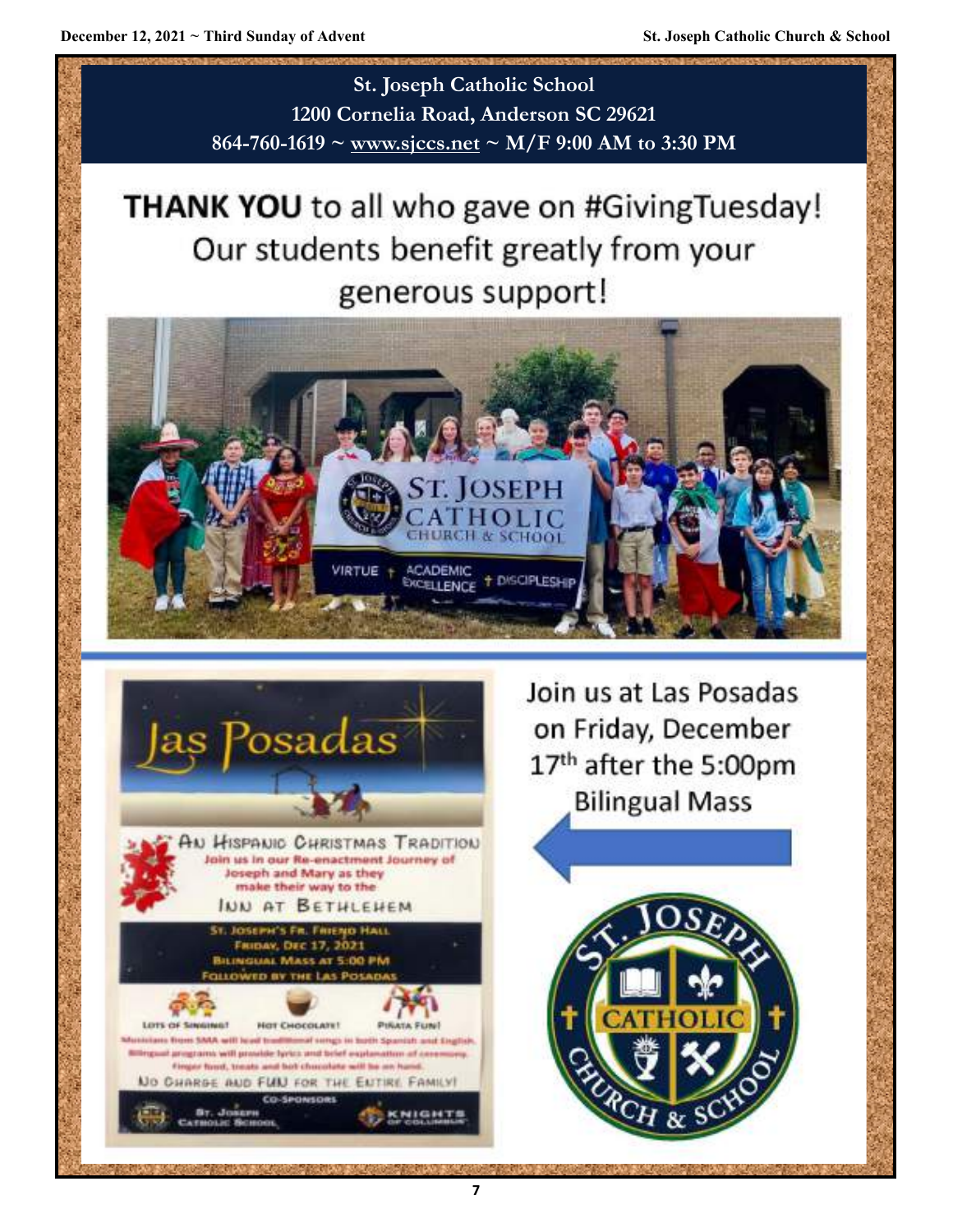## St. Joseph Catholic School

**1200 Cornelia Road, Anderson SC 29621**

**864-760-1619 ~ www.sjccs.net ~ M/F 9:00 AM to 3:30 PM**

# **THANK YOU** to all who gave on #GivingTuesday! Our students benefit greatly from your generous support!

ST. JOSEPH CATHOLIC CHURCH & SCHOOL

VIRTUE † ACADEMIC EXCELLENCE † DISCIPLESHIP

---

## Las Posadas

**AN HISPANIC CHRISTMAS TRADITION**

Join us in our Re-enactment Journey of Joseph and Mary as they make their way to the

**INN AT BETHLEHEM**

**ST. JOSEPH'S FR. FRIEND HALL**
**FRIDAY, DEC 17, 2021**
**BILINGUAL MASS AT 5:00 PM**
**FOLLOWED BY THE LAS POSADAS**

LOTS OF SINGING! | HOT CHOCOLATE! | PIÑATA FUN!

Musicians from SMA will lead traditional songs in both Spanish and English. Bilingual programs will provide lyrics and brief explanation of ceremony. Finger food, treats and hot chocolate will be on hand.

NO CHARGE AND FUN FOR THE ENTIRE FAMILY!

CO-SPONSORS: St. Joseph Catholic School, Knights of Columbus

Join us at Las Posadas on Friday, December 17th after the 5:00pm Bilingual Mass

ST. JOSEPH CATHOLIC CHURCH & SCHOOL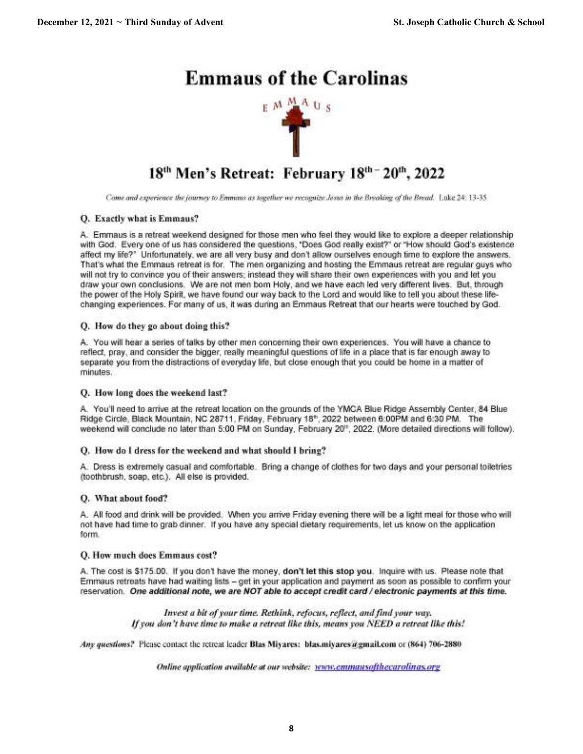# Emmaus of the Carolinas

EMMAUS

## 18th Men's Retreat: February 18th – 20th, 2022

*Come and experience the journey to Emmaus as together we recognize Jesus in the Breaking of the Bread.* Luke 24: 13-35

### Q. Exactly what is Emmaus?

A. Emmaus is a retreat weekend designed for those men who feel they would like to explore a deeper relationship with God. Every one of us has considered the questions, "Does God really exist?" or "How should God's existence affect my life?" Unfortunately, we are all very busy and don't allow ourselves enough time to explore the answers. That's what the Emmaus retreat is for. The men organizing and hosting the Emmaus retreat are regular guys who will not try to convince you of their answers; instead they will share their own experiences with you and let you draw your own conclusions. We are not men born Holy, and we have each led very different lives. But, through the power of the Holy Spirit, we have found our way back to the Lord and would like to tell you about these life-changing experiences. For many of us, it was during an Emmaus Retreat that our hearts were touched by God.

### Q. How do they go about doing this?

A. You will hear a series of talks by other men concerning their own experiences. You will have a chance to reflect, pray, and consider the bigger, really meaningful questions of life in a place that is far enough away to separate you from the distractions of everyday life, but close enough that you could be home in a matter of minutes.

### Q. How long does the weekend last?

A. You'll need to arrive at the retreat location on the grounds of the YMCA Blue Ridge Assembly Center, 84 Blue Ridge Circle, Black Mountain, NC 28711, Friday, February 18th, 2022 between 6:00PM and 6:30 PM. The weekend will conclude no later than 5:00 PM on Sunday, February 20th, 2022. (More detailed directions will follow).

### Q. How do I dress for the weekend and what should I bring?

A. Dress is extremely casual and comfortable. Bring a change of clothes for two days and your personal toiletries (toothbrush, soap, etc.). All else is provided.

### Q. What about food?

A. All food and drink will be provided. When you arrive Friday evening there will be a light meal for those who will not have had time to grab dinner. If you have any special dietary requirements, let us know on the application form.

### Q. How much does Emmaus cost?

A. The cost is $175.00. If you don't have the money, **don't let this stop you**. Inquire with us. Please note that Emmaus retreats have had waiting lists – get in your application and payment as soon as possible to confirm your reservation. ***One additional note, we are NOT able to accept credit card / electronic payments at this time.***

*Invest a bit of your time. Rethink, refocus, reflect, and find your way.*
*If you don't have time to make a retreat like this, means you NEED a retreat like this!*

***Any questions?*** Please contact the retreat leader **Blas Miyares: blas.miyares@gmail.com** or (864) 706-2880

*Online application available at our website:* www.emmausofthecarolinas.org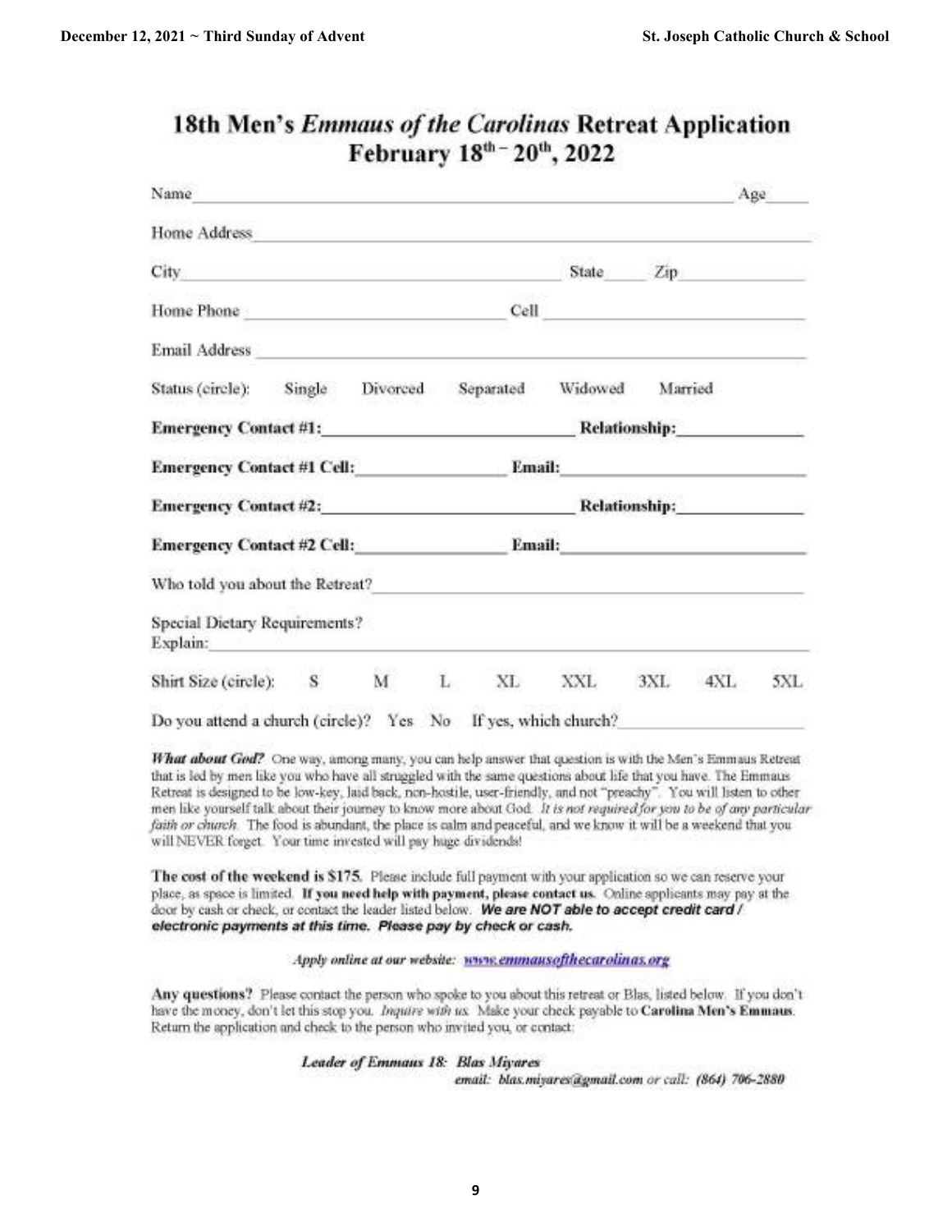# 18th Men's *Emmaus of the Carolinas* Retreat Application

## February 18th – 20th, 2022

Name ______________________________________________ Age _____

Home Address ______________________________________________

City ______________________________ State _____ Zip __________

Home Phone ____________________ Cell ____________________

Email Address ______________________________________________

Status (circle): Single Divorced Separated Widowed Married

**Emergency Contact #1:** ____________________ **Relationship:** ____________

**Emergency Contact #1 Cell:** ____________ **Email:** ____________________

**Emergency Contact #2:** ____________________ **Relationship:** ____________

**Emergency Contact #2 Cell:** ____________ **Email:** ____________________

Who told you about the Retreat? ______________________________

Special Dietary Requirements?
Explain: ______________________________________________

Shirt Size (circle): S M L XL XXL 3XL 4XL 5XL

Do you attend a church (circle)? Yes No If yes, which church? ____________

***What about God?*** One way, among many, you can help answer that question is with the Men's Emmaus Retreat that is led by men like you who have all struggled with the same questions about life that you have. The Emmaus Retreat is designed to be low-key, laid back, non-hostile, user-friendly, and not "preachy". You will listen to other men like yourself talk about their journey to know more about God. *It is not required for you to be of any particular faith or church.* The food is abundant, the place is calm and peaceful, and we know it will be a weekend that you will NEVER forget. Your time invested will pay huge dividends!

**The cost of the weekend is $175.** Please include full payment with your application so we can reserve your place, as space is limited. **If you need help with payment, please contact us.** Online applicants may pay at the door by cash or check, or contact the leader listed below. ***We are NOT able to accept credit card / electronic payments at this time. Please pay by check or cash.***

*Apply online at our website: www.emmausofthecarolinas.org*

**Any questions?** Please contact the person who spoke to you about this retreat or Blas, listed below. If you don't have the money, don't let this stop you. *Inquire with us.* Make your check payable to **Carolina Men's Emmaus**. Return the application and check to the person who invited you, or contact:

***Leader of Emmaus 18: Blas Miyares***
*email: blas.miyares@gmail.com or call: (864) 706-2880*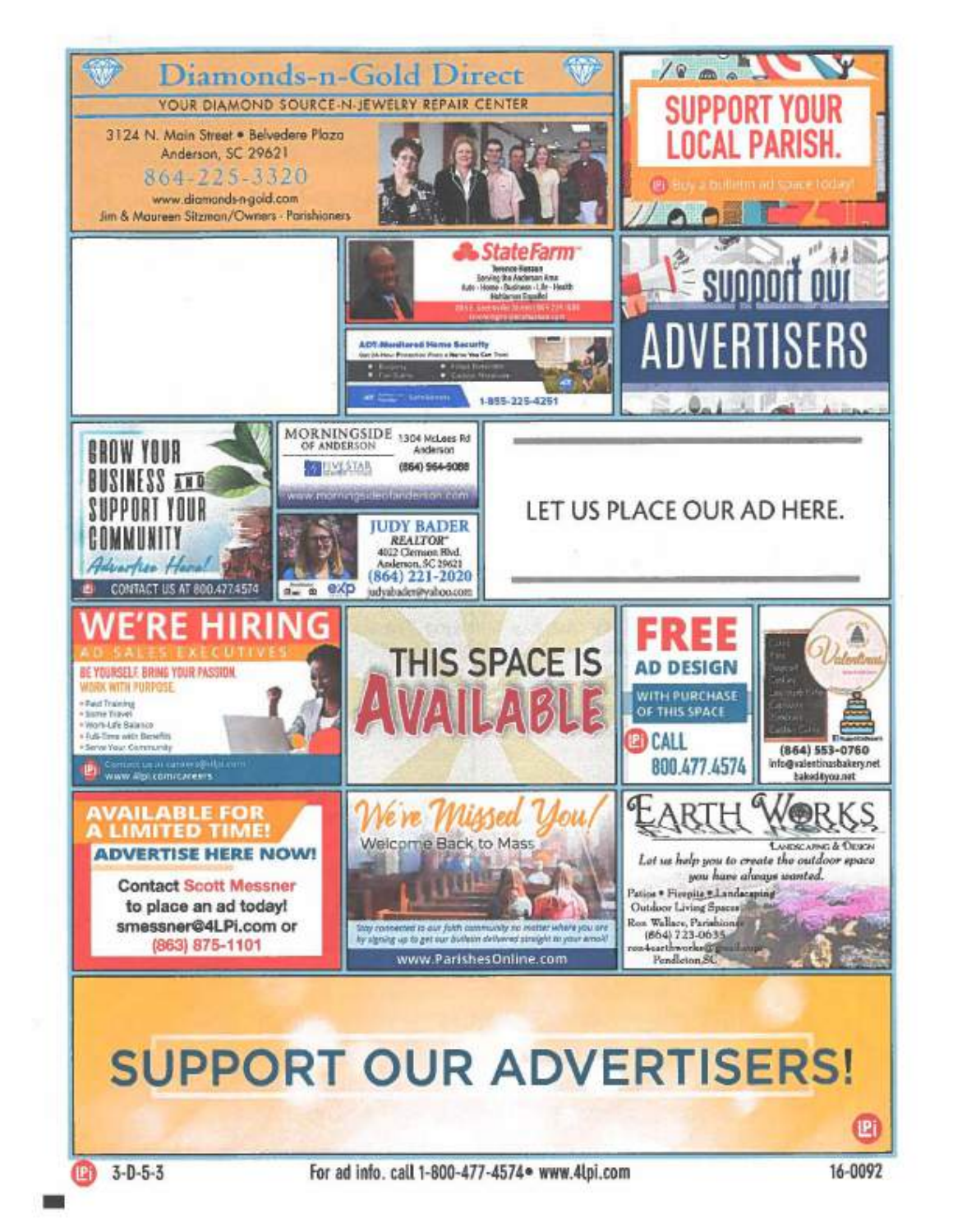## Diamonds-n-Gold Direct

YOUR DIAMOND SOURCE-N-JEWELRY REPAIR CENTER

3124 N. Main Street • Belvedere Plaza
Anderson, SC 29621
864-225-3320
www.diamonds-n-gold.com
Jim & Maureen Sitzman/Owners - Parishioners

## SUPPORT YOUR LOCAL PARISH.

Buy a bulletin ad space today!

**StateFarm**

Terence Hassan
Serving the Anderson Area
Auto - Home - Business - Life - Health
Hablamos Español

ADT-Monitored Home Security

1-855-225-4251

## support our ADVERTISERS

## GROW YOUR BUSINESS AND SUPPORT YOUR COMMUNITY

*Advertise Here!*

CONTACT US AT 800.477.4574

MORNINGSIDE OF ANDERSON
1304 McLees Rd
Anderson
(864) 964-9088
FIVE STAR
www.morningsideofanderson.com

JUDY BADER
*REALTOR®*
4022 Clemson Blvd.
Anderson, SC 29621
(864) 221-2020
judyabader@yahoo.com
eXp

LET US PLACE OUR AD HERE.

## WE'RE HIRING

AD SALES EXECUTIVES

BE YOURSELF. BRING YOUR PASSION. WORK WITH PURPOSE.

- Paid Training
- Some Travel
- Work-Life Balance
- Full-Time with Benefits
- Serve Your Community

Contact us at careers@4lpi.com
www.4lpi.com/careers

## THIS SPACE IS AVAILABLE

## FREE AD DESIGN

WITH PURCHASE OF THIS SPACE

CALL 800.477.4574

*Valentinas*

(864) 553-0760
info@valentinasbakery.net
bakedbyyou.net

## AVAILABLE FOR A LIMITED TIME!

**ADVERTISE HERE NOW!**

Contact Scott Messner to place an ad today!
smessner@4LPi.com or
(863) 875-1101

*We've Missed You!*

Welcome Back to Mass

Stay connected to our faith community no matter where you are by signing up to get our bulletin delivered straight to your email!

www.ParishesOnline.com

## EARTH WORKS

LANDSCAPING & DESIGN

*Let us help you to create the outdoor space you have always wanted.*

Patios • Firepits • Landscaping
Outdoor Living Spaces
Ron Wallace, Parishioner
(864) 723-0635
ron4earthworks@gmail.com
Pendleton SC

# SUPPORT OUR ADVERTISERS!

3-D-5-3 For ad info. call 1-800-477-4574 • www.4lpi.com 16-0092